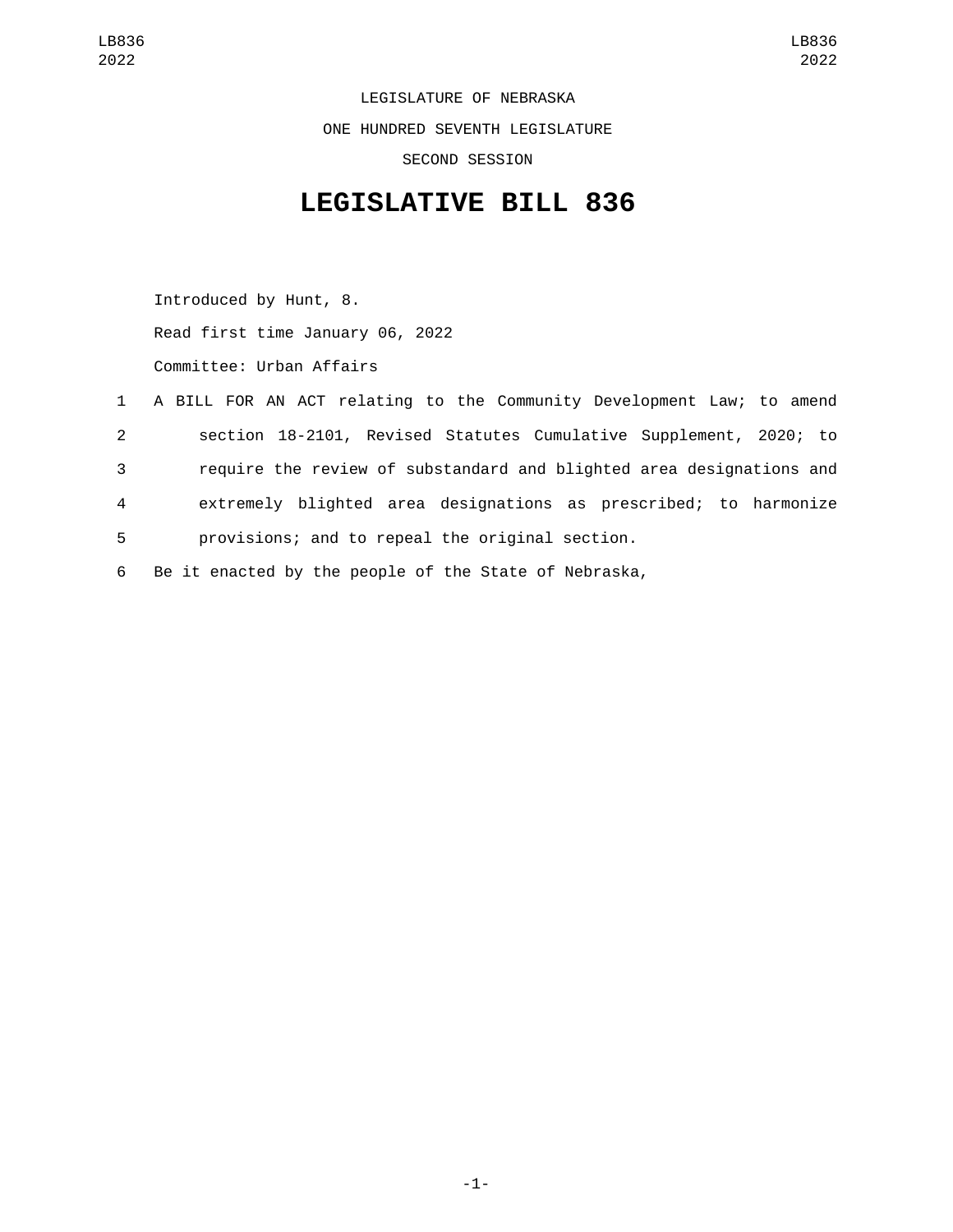LEGISLATURE OF NEBRASKA

ONE HUNDRED SEVENTH LEGISLATURE

SECOND SESSION

# LEGISLATIVE BILL 836

Introduced by Hunt, 8.

Read first time January 06, 2022

Committee: Urban Affairs

1 A BILL FOR AN ACT relating to the Community Development Law; to amend
2 section 18-2101, Revised Statutes Cumulative Supplement, 2020; to
3 require the review of substandard and blighted area designations and
4 extremely blighted area designations as prescribed; to harmonize
5 provisions; and to repeal the original section.

6 Be it enacted by the people of the State of Nebraska,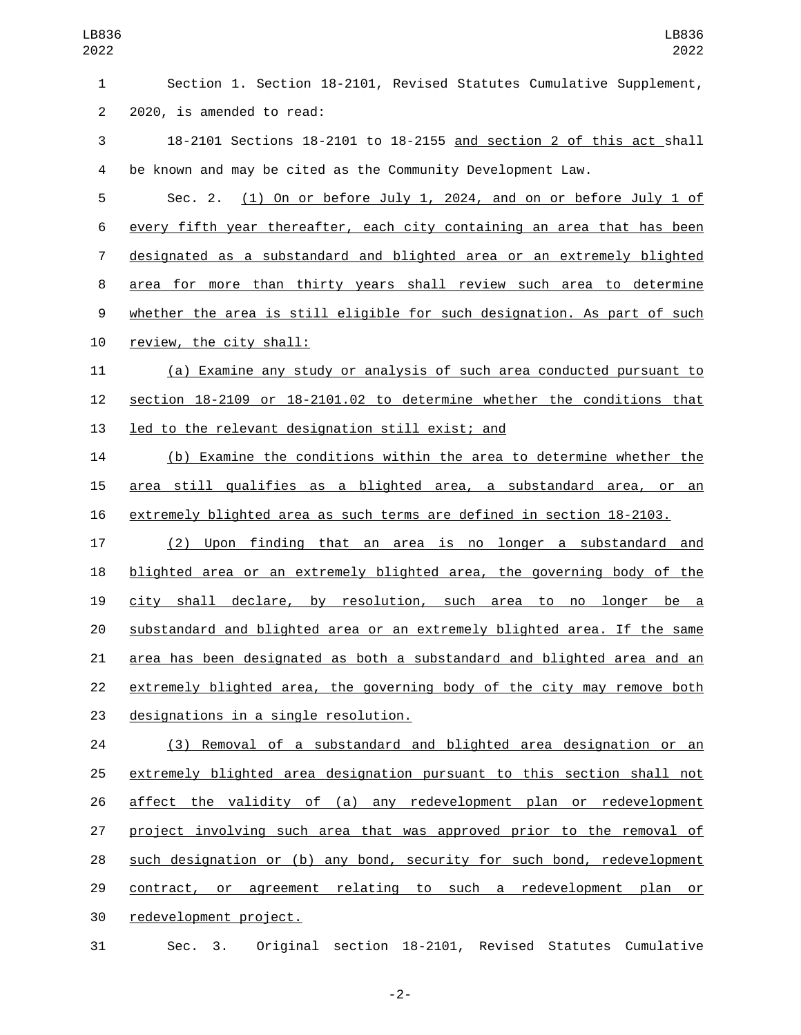Section 1. Section 18-2101, Revised Statutes Cumulative Supplement, 2020, is amended to read:

18-2101 Sections 18-2101 to 18-2155 and section 2 of this act shall be known and may be cited as the Community Development Law.

Sec. 2. (1) On or before July 1, 2024, and on or before July 1 of every fifth year thereafter, each city containing an area that has been designated as a substandard and blighted area or an extremely blighted area for more than thirty years shall review such area to determine whether the area is still eligible for such designation. As part of such review, the city shall:

(a) Examine any study or analysis of such area conducted pursuant to section 18-2109 or 18-2101.02 to determine whether the conditions that led to the relevant designation still exist; and

(b) Examine the conditions within the area to determine whether the area still qualifies as a blighted area, a substandard area, or an extremely blighted area as such terms are defined in section 18-2103.

(2) Upon finding that an area is no longer a substandard and blighted area or an extremely blighted area, the governing body of the city shall declare, by resolution, such area to no longer be a substandard and blighted area or an extremely blighted area. If the same area has been designated as both a substandard and blighted area and an extremely blighted area, the governing body of the city may remove both designations in a single resolution.

(3) Removal of a substandard and blighted area designation or an extremely blighted area designation pursuant to this section shall not affect the validity of (a) any redevelopment plan or redevelopment project involving such area that was approved prior to the removal of such designation or (b) any bond, security for such bond, redevelopment contract, or agreement relating to such a redevelopment plan or redevelopment project.

Sec. 3. Original section 18-2101, Revised Statutes Cumulative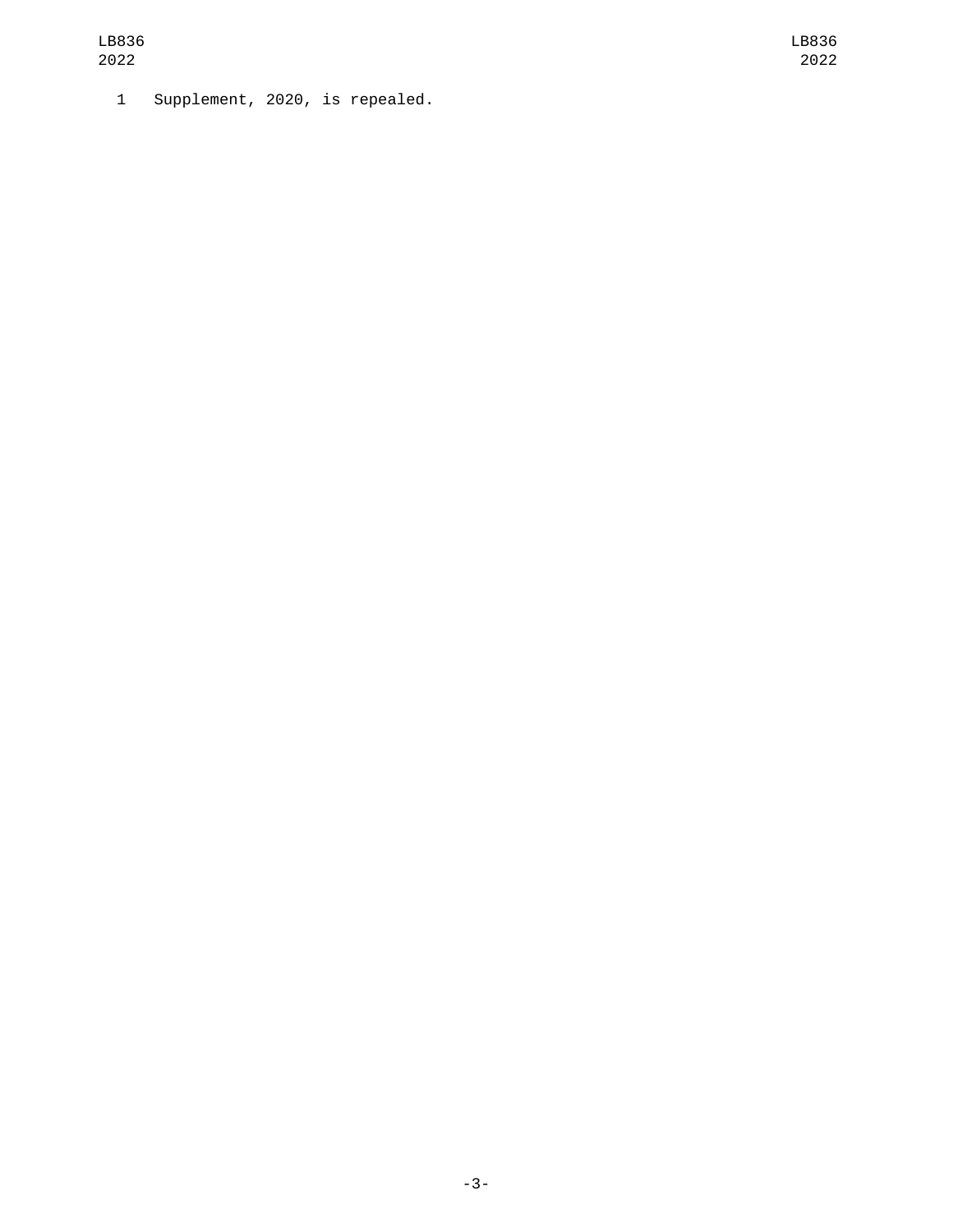Supplement, 2020, is repealed.